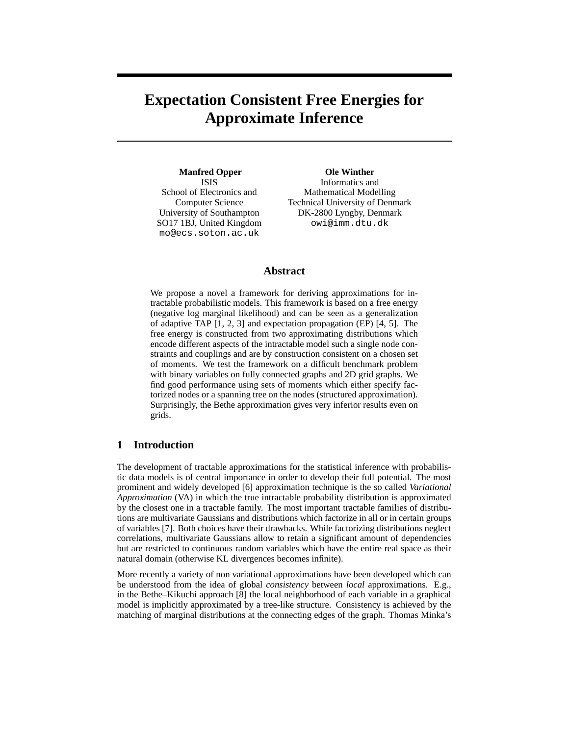# Expectation Consistent Free Energies for Approximate Inference

**Manfred Opper**
ISIS
School of Electronics and Computer Science
University of Southampton
SO17 1BJ, United Kingdom
mo@ecs.soton.ac.uk

**Ole Winther**
Informatics and Mathematical Modelling
Technical University of Denmark
DK-2800 Lyngby, Denmark
owi@imm.dtu.dk

## Abstract

We propose a novel a framework for deriving approximations for intractable probabilistic models. This framework is based on a free energy (negative log marginal likelihood) and can be seen as a generalization of adaptive TAP [1, 2, 3] and expectation propagation (EP) [4, 5]. The free energy is constructed from two approximating distributions which encode different aspects of the intractable model such a single node constraints and couplings and are by construction consistent on a chosen set of moments. We test the framework on a difficult benchmark problem with binary variables on fully connected graphs and 2D grid graphs. We find good performance using sets of moments which either specify factorized nodes or a spanning tree on the nodes (structured approximation). Surprisingly, the Bethe approximation gives very inferior results even on grids.

## 1 Introduction

The development of tractable approximations for the statistical inference with probabilistic data models is of central importance in order to develop their full potential. The most prominent and widely developed [6] approximation technique is the so called *Variational Approximation* (VA) in which the true intractable probability distribution is approximated by the closest one in a tractable family. The most important tractable families of distributions are multivariate Gaussians and distributions which factorize in all or in certain groups of variables [7]. Both choices have their drawbacks. While factorizing distributions neglect correlations, multivariate Gaussians allow to retain a significant amount of dependencies but are restricted to continuous random variables which have the entire real space as their natural domain (otherwise KL divergences becomes infinite).

More recently a variety of non variational approximations have been developed which can be understood from the idea of global *consistency* between *local* approximations. E.g., in the Bethe–Kikuchi approach [8] the local neighborhood of each variable in a graphical model is implicitly approximated by a tree-like structure. Consistency is achieved by the matching of marginal distributions at the connecting edges of the graph. Thomas Minka's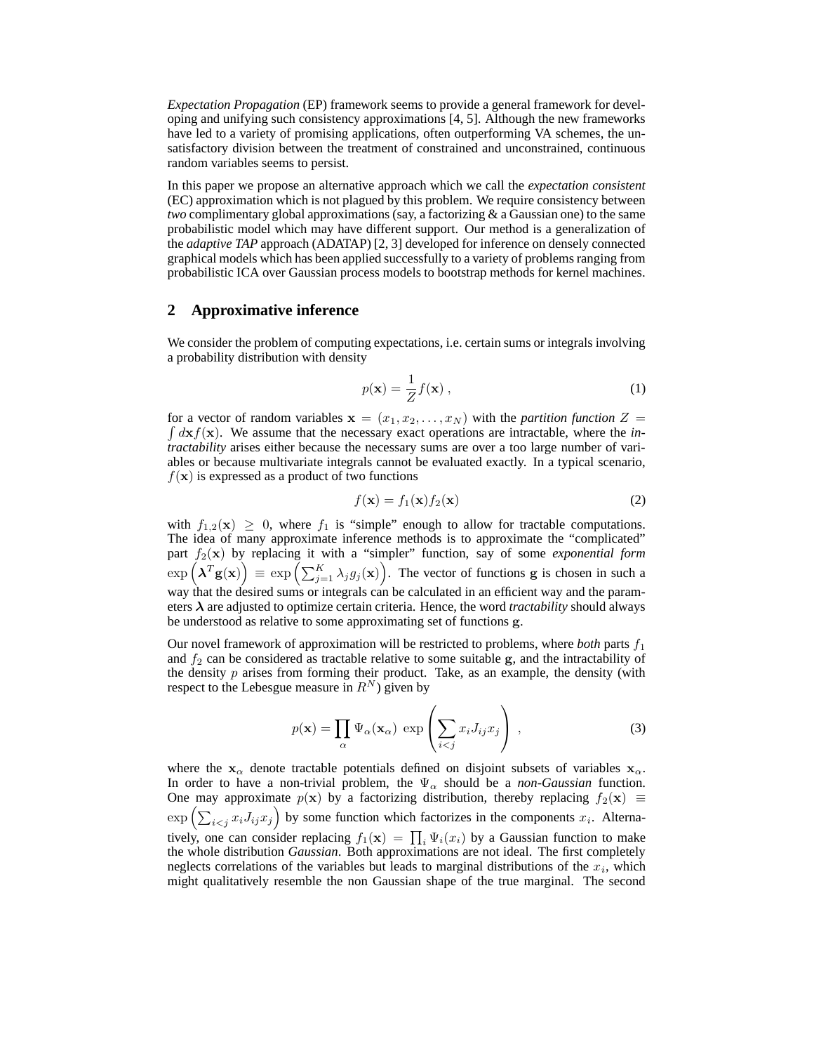*Expectation Propagation* (EP) framework seems to provide a general framework for developing and unifying such consistency approximations [4, 5]. Although the new frameworks have led to a variety of promising applications, often outperforming VA schemes, the unsatisfactory division between the treatment of constrained and unconstrained, continuous random variables seems to persist.

In this paper we propose an alternative approach which we call the *expectation consistent* (EC) approximation which is not plagued by this problem. We require consistency between *two* complimentary global approximations (say, a factorizing & a Gaussian one) to the same probabilistic model which may have different support. Our method is a generalization of the *adaptive TAP* approach (ADATAP) [2, 3] developed for inference on densely connected graphical models which has been applied successfully to a variety of problems ranging from probabilistic ICA over Gaussian process models to bootstrap methods for kernel machines.

## 2 Approximative inference

We consider the problem of computing expectations, i.e. certain sums or integrals involving a probability distribution with density

$$p(\mathbf{x}) = \frac{1}{Z} f(\mathbf{x}) \; , \tag{1}$$

for a vector of random variables $\mathbf{x} = (x_1, x_2, \ldots, x_N)$ with the *partition function* $Z = \int d\mathbf{x} f(\mathbf{x})$. We assume that the necessary exact operations are intractable, where the *intractability* arises either because the necessary sums are over a too large number of variables or because multivariate integrals cannot be evaluated exactly. In a typical scenario, $f(\mathbf{x})$ is expressed as a product of two functions

$$f(\mathbf{x}) = f_1(\mathbf{x}) f_2(\mathbf{x}) \tag{2}$$

with $f_{1,2}(\mathbf{x}) \geq 0$, where $f_1$ is "simple" enough to allow for tractable computations. The idea of many approximate inference methods is to approximate the "complicated" part $f_2(\mathbf{x})$ by replacing it with a "simpler" function, say of some *exponential form* $\exp\left(\boldsymbol{\lambda}^T \mathbf{g}(\mathbf{x})\right) \equiv \exp\left(\sum_{j=1}^{K} \lambda_j g_j(\mathbf{x})\right)$. The vector of functions $\mathbf{g}$ is chosen in such a way that the desired sums or integrals can be calculated in an efficient way and the parameters $\boldsymbol{\lambda}$ are adjusted to optimize certain criteria. Hence, the word *tractability* should always be understood as relative to some approximating set of functions $\mathbf{g}$.

Our novel framework of approximation will be restricted to problems, where *both* parts $f_1$ and $f_2$ can be considered as tractable relative to some suitable $\mathbf{g}$, and the intractability of the density $p$ arises from forming their product. Take, as an example, the density (with respect to the Lebesgue measure in $R^N$) given by

$$p(\mathbf{x}) = \prod_{\alpha} \Psi_{\alpha}(\mathbf{x}_{\alpha}) \; \exp\left(\sum_{i<j} x_i J_{ij} x_j\right) \; , \tag{3}$$

where the $\mathbf{x}_{\alpha}$ denote tractable potentials defined on disjoint subsets of variables $\mathbf{x}_{\alpha}$. In order to have a non-trivial problem, the $\Psi_{\alpha}$ should be a *non-Gaussian* function. One may approximate $p(\mathbf{x})$ by a factorizing distribution, thereby replacing $f_2(\mathbf{x}) \equiv \exp\left(\sum_{i<j} x_i J_{ij} x_j\right)$ by some function which factorizes in the components $x_i$. Alternatively, one can consider replacing $f_1(\mathbf{x}) = \prod_i \Psi_i(x_i)$ by a Gaussian function to make the whole distribution *Gaussian*. Both approximations are not ideal. The first completely neglects correlations of the variables but leads to marginal distributions of the $x_i$, which might qualitatively resemble the non Gaussian shape of the true marginal. The second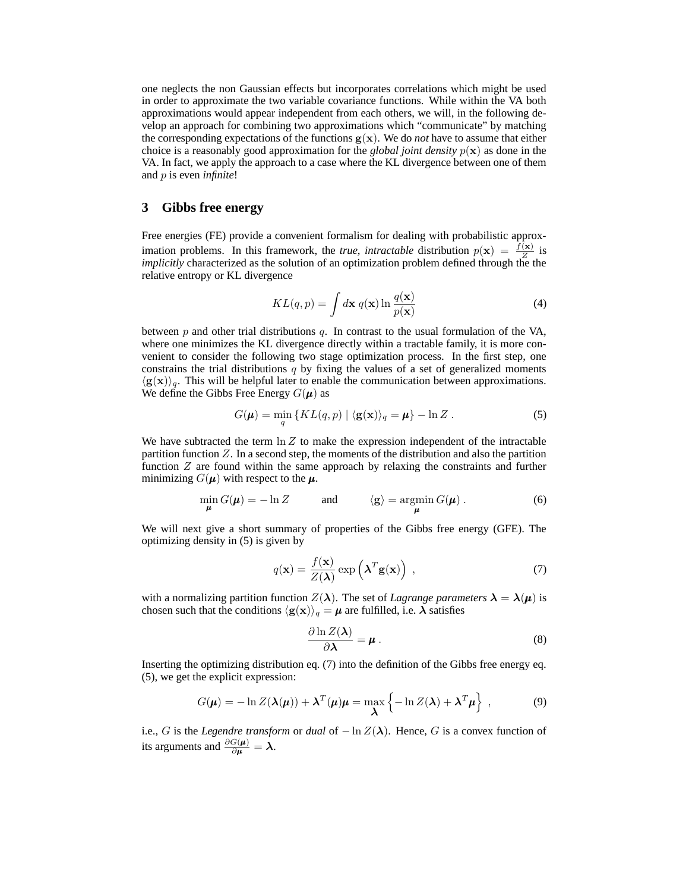one neglects the non Gaussian effects but incorporates correlations which might be used in order to approximate the two variable covariance functions. While within the VA both approximations would appear independent from each others, we will, in the following develop an approach for combining two approximations which "communicate" by matching the corresponding expectations of the functions $\mathbf{g}(\mathbf{x})$. We do *not* have to assume that either choice is a reasonably good approximation for the *global joint density* $p(\mathbf{x})$ as done in the VA. In fact, we apply the approach to a case where the KL divergence between one of them and $p$ is even *infinite*!

## 3 Gibbs free energy

Free energies (FE) provide a convenient formalism for dealing with probabilistic approximation problems. In this framework, the *true, intractable* distribution $p(\mathbf{x}) = \frac{f(\mathbf{x})}{Z}$ is *implicitly* characterized as the solution of an optimization problem defined through the the relative entropy or KL divergence

$$KL(q, p) = \int d\mathbf{x}\, q(\mathbf{x}) \ln \frac{q(\mathbf{x})}{p(\mathbf{x})} \tag{4}$$

between $p$ and other trial distributions $q$. In contrast to the usual formulation of the VA, where one minimizes the KL divergence directly within a tractable family, it is more convenient to consider the following two stage optimization process. In the first step, one constrains the trial distributions $q$ by fixing the values of a set of generalized moments $\langle \mathbf{g}(\mathbf{x}) \rangle_q$. This will be helpful later to enable the communication between approximations. We define the Gibbs Free Energy $G(\boldsymbol{\mu})$ as

$$G(\boldsymbol{\mu}) = \min_q \left\{ KL(q, p) \mid \langle \mathbf{g}(\mathbf{x}) \rangle_q = \boldsymbol{\mu} \right\} - \ln Z \,. \tag{5}$$

We have subtracted the term $\ln Z$ to make the expression independent of the intractable partition function $Z$. In a second step, the moments of the distribution and also the partition function $Z$ are found within the same approach by relaxing the constraints and further minimizing $G(\boldsymbol{\mu})$ with respect to the $\boldsymbol{\mu}$.

$$\min_{\boldsymbol{\mu}} G(\boldsymbol{\mu}) = -\ln Z \qquad \text{and} \qquad \langle \mathbf{g} \rangle = \operatorname*{argmin}_{\boldsymbol{\mu}} G(\boldsymbol{\mu}) \,. \tag{6}$$

We will next give a short summary of properties of the Gibbs free energy (GFE). The optimizing density in (5) is given by

$$q(\mathbf{x}) = \frac{f(\mathbf{x})}{Z(\boldsymbol{\lambda})} \exp\left( \boldsymbol{\lambda}^T \mathbf{g}(\mathbf{x}) \right) \,, \tag{7}$$

with a normalizing partition function $Z(\boldsymbol{\lambda})$. The set of *Lagrange parameters* $\boldsymbol{\lambda} = \boldsymbol{\lambda}(\boldsymbol{\mu})$ is chosen such that the conditions $\langle \mathbf{g}(\mathbf{x}) \rangle_q = \boldsymbol{\mu}$ are fulfilled, i.e. $\boldsymbol{\lambda}$ satisfies

$$\frac{\partial \ln Z(\boldsymbol{\lambda})}{\partial \boldsymbol{\lambda}} = \boldsymbol{\mu} \,. \tag{8}$$

Inserting the optimizing distribution eq. (7) into the definition of the Gibbs free energy eq. (5), we get the explicit expression:

$$G(\boldsymbol{\mu}) = -\ln Z(\boldsymbol{\lambda}(\boldsymbol{\mu})) + \boldsymbol{\lambda}^T(\boldsymbol{\mu})\boldsymbol{\mu} = \max_{\boldsymbol{\lambda}} \left\{ -\ln Z(\boldsymbol{\lambda}) + \boldsymbol{\lambda}^T \boldsymbol{\mu} \right\} \,, \tag{9}$$

i.e., $G$ is the *Legendre transform* or *dual* of $-\ln Z(\boldsymbol{\lambda})$. Hence, $G$ is a convex function of its arguments and $\frac{\partial G(\boldsymbol{\mu})}{\partial \boldsymbol{\mu}} = \boldsymbol{\lambda}$.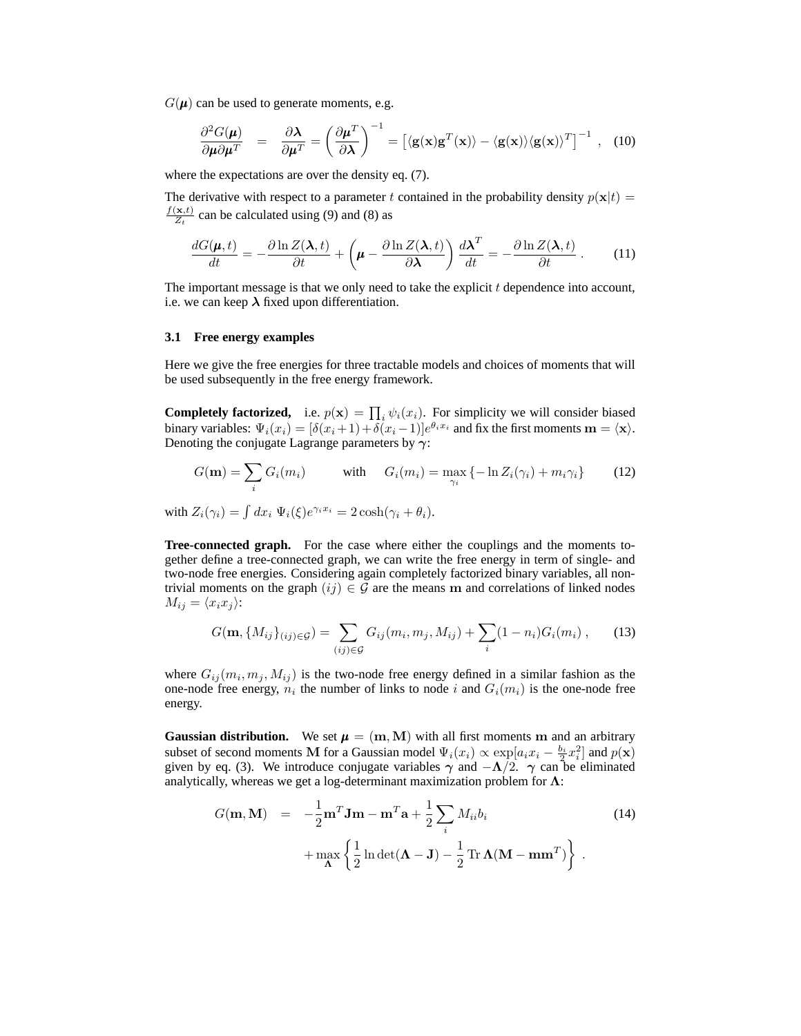$G(\boldsymbol{\mu})$ can be used to generate moments, e.g.

$$\frac{\partial^2 G(\boldsymbol{\mu})}{\partial \boldsymbol{\mu} \partial \boldsymbol{\mu}^T} = \frac{\partial \boldsymbol{\lambda}}{\partial \boldsymbol{\mu}^T} = \left( \frac{\partial \boldsymbol{\mu}^T}{\partial \boldsymbol{\lambda}} \right)^{-1} = \left[ \langle \mathbf{g}(\mathbf{x}) \mathbf{g}^T(\mathbf{x}) \rangle - \langle \mathbf{g}(\mathbf{x}) \rangle \langle \mathbf{g}(\mathbf{x}) \rangle^T \right]^{-1} , \quad (10)$$

where the expectations are over the density eq. (7).

The derivative with respect to a parameter $t$ contained in the probability density $p(\mathbf{x}|t) = \frac{f(\mathbf{x},t)}{Z_t}$ can be calculated using (9) and (8) as

$$\frac{dG(\boldsymbol{\mu}, t)}{dt} = -\frac{\partial \ln Z(\boldsymbol{\lambda}, t)}{\partial t} + \left( \boldsymbol{\mu} - \frac{\partial \ln Z(\boldsymbol{\lambda}, t)}{\partial \boldsymbol{\lambda}} \right) \frac{d\boldsymbol{\lambda}^T}{dt} = -\frac{\partial \ln Z(\boldsymbol{\lambda}, t)}{\partial t} . \quad (11)$$

The important message is that we only need to take the explicit $t$ dependence into account, i.e. we can keep $\boldsymbol{\lambda}$ fixed upon differentiation.

### 3.1 Free energy examples

Here we give the free energies for three tractable models and choices of moments that will be used subsequently in the free energy framework.

**Completely factorized,** i.e. $p(\mathbf{x}) = \prod_i \psi_i(x_i)$. For simplicity we will consider biased binary variables: $\Psi_i(x_i) = [\delta(x_i+1) + \delta(x_i-1)] e^{\theta_i x_i}$ and fix the first moments $\mathbf{m} = \langle \mathbf{x} \rangle$. Denoting the conjugate Lagrange parameters by $\boldsymbol{\gamma}$:

$$G(\mathbf{m}) = \sum_i G_i(m_i) \qquad \text{with} \qquad G_i(m_i) = \max_{\gamma_i} \{ -\ln Z_i(\gamma_i) + m_i \gamma_i \} \quad (12)$$

with $Z_i(\gamma_i) = \int dx_i \ \Psi_i(\xi) e^{\gamma_i x_i} = 2\cosh(\gamma_i + \theta_i)$.

**Tree-connected graph.** For the case where either the couplings and the moments together define a tree-connected graph, we can write the free energy in term of single- and two-node free energies. Considering again completely factorized binary variables, all non-trivial moments on the graph $(ij) \in \mathcal{G}$ are the means $\mathbf{m}$ and correlations of linked nodes $M_{ij} = \langle x_i x_j \rangle$:

$$G(\mathbf{m}, \{M_{ij}\}_{(ij)\in\mathcal{G}}) = \sum_{(ij)\in\mathcal{G}} G_{ij}(m_i, m_j, M_{ij}) + \sum_i (1 - n_i) G_i(m_i) , \quad (13)$$

where $G_{ij}(m_i, m_j, M_{ij})$ is the two-node free energy defined in a similar fashion as the one-node free energy, $n_i$ the number of links to node $i$ and $G_i(m_i)$ is the one-node free energy.

**Gaussian distribution.** We set $\boldsymbol{\mu} = (\mathbf{m}, \mathbf{M})$ with all first moments $\mathbf{m}$ and an arbitrary subset of second moments $\mathbf{M}$ for a Gaussian model $\Psi_i(x_i) \propto \exp[a_i x_i - \frac{b_i}{2} x_i^2]$ and $p(\mathbf{x})$ given by eq. (3). We introduce conjugate variables $\boldsymbol{\gamma}$ and $-\boldsymbol{\Lambda}/2$. $\boldsymbol{\gamma}$ can be eliminated analytically, whereas we get a log-determinant maximization problem for $\boldsymbol{\Lambda}$:

$$\begin{aligned} G(\mathbf{m}, \mathbf{M}) &= -\frac{1}{2} \mathbf{m}^T \mathbf{J} \mathbf{m} - \mathbf{m}^T \mathbf{a} + \frac{1}{2} \sum_i M_{ii} b_i \\ &\quad + \max_{\boldsymbol{\Lambda}} \left\{ \frac{1}{2} \ln \det(\boldsymbol{\Lambda} - \mathbf{J}) - \frac{1}{2} \operatorname{Tr} \boldsymbol{\Lambda} (\mathbf{M} - \mathbf{m}\mathbf{m}^T) \right\} . \end{aligned} \quad (14)$$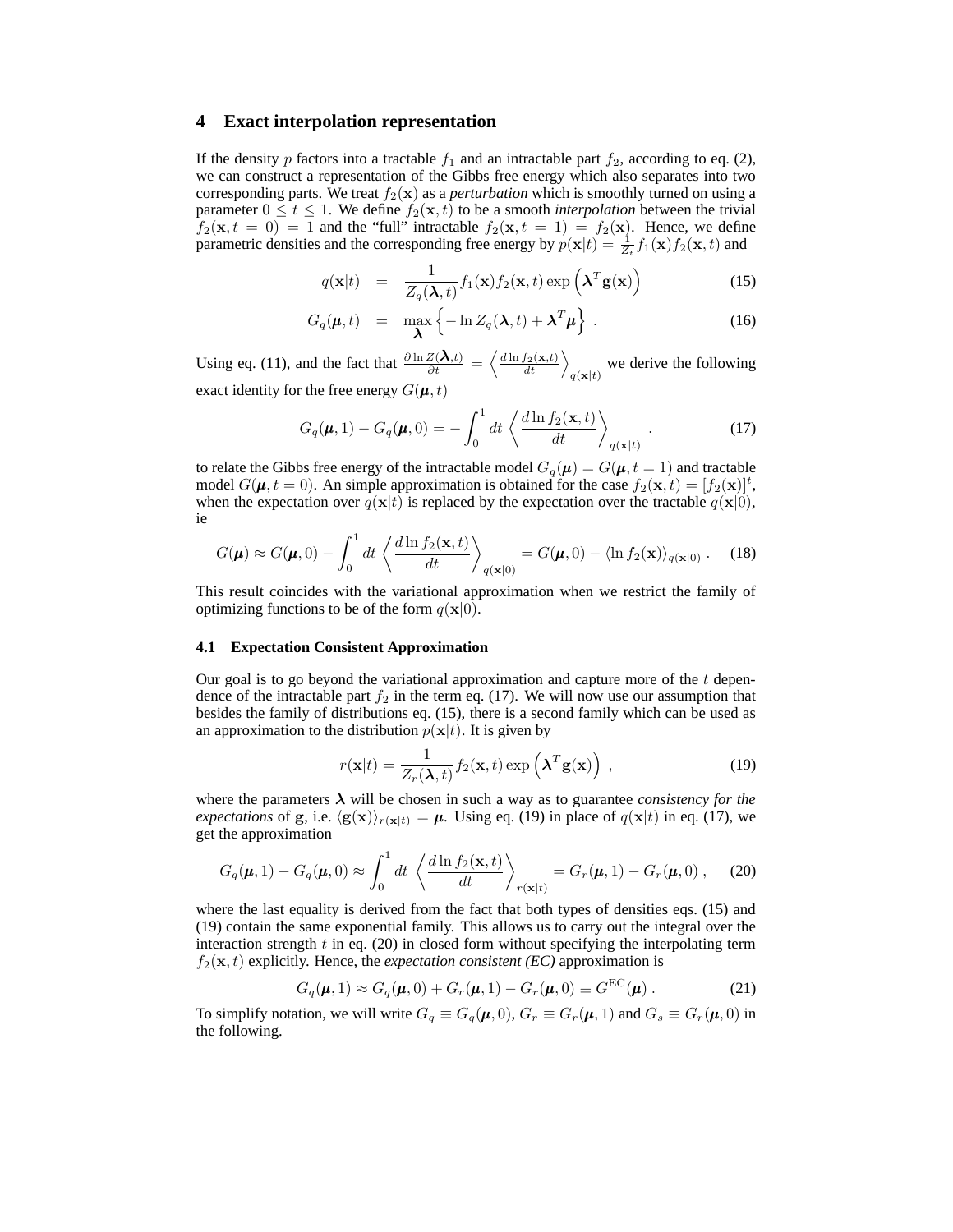## 4 Exact interpolation representation

If the density $p$ factors into a tractable $f_1$ and an intractable part $f_2$, according to eq. (2), we can construct a representation of the Gibbs free energy which also separates into two corresponding parts. We treat $f_2(\mathbf{x})$ as a *perturbation* which is smoothly turned on using a parameter $0 \leq t \leq 1$. We define $f_2(\mathbf{x}, t)$ to be a smooth *interpolation* between the trivial $f_2(\mathbf{x}, t = 0) = 1$ and the "full" intractable $f_2(\mathbf{x}, t = 1) = f_2(\mathbf{x})$. Hence, we define parametric densities and the corresponding free energy by $p(\mathbf{x}|t) = \frac{1}{Z_t} f_1(\mathbf{x}) f_2(\mathbf{x}, t)$ and

$$
\begin{aligned}
q(\mathbf{x}|t) &= \frac{1}{Z_q(\boldsymbol{\lambda}, t)} f_1(\mathbf{x}) f_2(\mathbf{x}, t) \exp\left(\boldsymbol{\lambda}^T \mathbf{g}(\mathbf{x})\right) \qquad (15)\\
G_q(\boldsymbol{\mu}, t) &= \max_{\boldsymbol{\lambda}} \left\{ -\ln Z_q(\boldsymbol{\lambda}, t) + \boldsymbol{\lambda}^T \boldsymbol{\mu} \right\} . \qquad (16)
\end{aligned}
$$

Using eq. (11), and the fact that $\frac{\partial \ln Z(\boldsymbol{\lambda}, t)}{\partial t} = \left\langle \frac{d \ln f_2(\mathbf{x}, t)}{dt} \right\rangle_{q(\mathbf{x}|t)}$ we derive the following exact identity for the free energy $G(\boldsymbol{\mu}, t)$

$$
G_q(\boldsymbol{\mu}, 1) - G_q(\boldsymbol{\mu}, 0) = - \int_0^1 dt \left\langle \frac{d \ln f_2(\mathbf{x}, t)}{dt} \right\rangle_{q(\mathbf{x}|t)} . \qquad (17)
$$

to relate the Gibbs free energy of the intractable model $G_q(\boldsymbol{\mu}) = G(\boldsymbol{\mu}, t = 1)$ and tractable model $G(\boldsymbol{\mu}, t = 0)$. An simple approximation is obtained for the case $f_2(\mathbf{x}, t) = [f_2(\mathbf{x})]^t$, when the expectation over $q(\mathbf{x}|t)$ is replaced by the expectation over the tractable $q(\mathbf{x}|0)$, ie

$$
G(\boldsymbol{\mu}) \approx G(\boldsymbol{\mu}, 0) - \int_0^1 dt \left\langle \frac{d \ln f_2(\mathbf{x}, t)}{dt} \right\rangle_{q(\mathbf{x}|0)} = G(\boldsymbol{\mu}, 0) - \langle \ln f_2(\mathbf{x}) \rangle_{q(\mathbf{x}|0)} . \qquad (18)
$$

This result coincides with the variational approximation when we restrict the family of optimizing functions to be of the form $q(\mathbf{x}|0)$.

### 4.1 Expectation Consistent Approximation

Our goal is to go beyond the variational approximation and capture more of the $t$ dependence of the intractable part $f_2$ in the term eq. (17). We will now use our assumption that besides the family of distributions eq. (15), there is a second family which can be used as an approximation to the distribution $p(\mathbf{x}|t)$. It is given by

$$
r(\mathbf{x}|t) = \frac{1}{Z_r(\boldsymbol{\lambda}, t)} f_2(\mathbf{x}, t) \exp\left(\boldsymbol{\lambda}^T \mathbf{g}(\mathbf{x})\right) , \qquad (19)
$$

where the parameters $\boldsymbol{\lambda}$ will be chosen in such a way as to guarantee *consistency for the expectations* of $\mathbf{g}$, i.e. $\langle \mathbf{g}(\mathbf{x}) \rangle_{r(\mathbf{x}|t)} = \boldsymbol{\mu}$. Using eq. (19) in place of $q(\mathbf{x}|t)$ in eq. (17), we get the approximation

$$
G_q(\boldsymbol{\mu}, 1) - G_q(\boldsymbol{\mu}, 0) \approx \int_0^1 dt \left\langle \frac{d \ln f_2(\mathbf{x}, t)}{dt} \right\rangle_{r(\mathbf{x}|t)} = G_r(\boldsymbol{\mu}, 1) - G_r(\boldsymbol{\mu}, 0) , \qquad (20)
$$

where the last equality is derived from the fact that both types of densities eqs. (15) and (19) contain the same exponential family. This allows us to carry out the integral over the interaction strength $t$ in eq. (20) in closed form without specifying the interpolating term $f_2(\mathbf{x}, t)$ explicitly. Hence, the *expectation consistent (EC)* approximation is

$$
G_q(\boldsymbol{\mu}, 1) \approx G_q(\boldsymbol{\mu}, 0) + G_r(\boldsymbol{\mu}, 1) - G_r(\boldsymbol{\mu}, 0) \equiv G^{\mathrm{EC}}(\boldsymbol{\mu}) . \qquad (21)
$$

To simplify notation, we will write $G_q \equiv G_q(\boldsymbol{\mu}, 0)$, $G_r \equiv G_r(\boldsymbol{\mu}, 1)$ and $G_s \equiv G_r(\boldsymbol{\mu}, 0)$ in the following.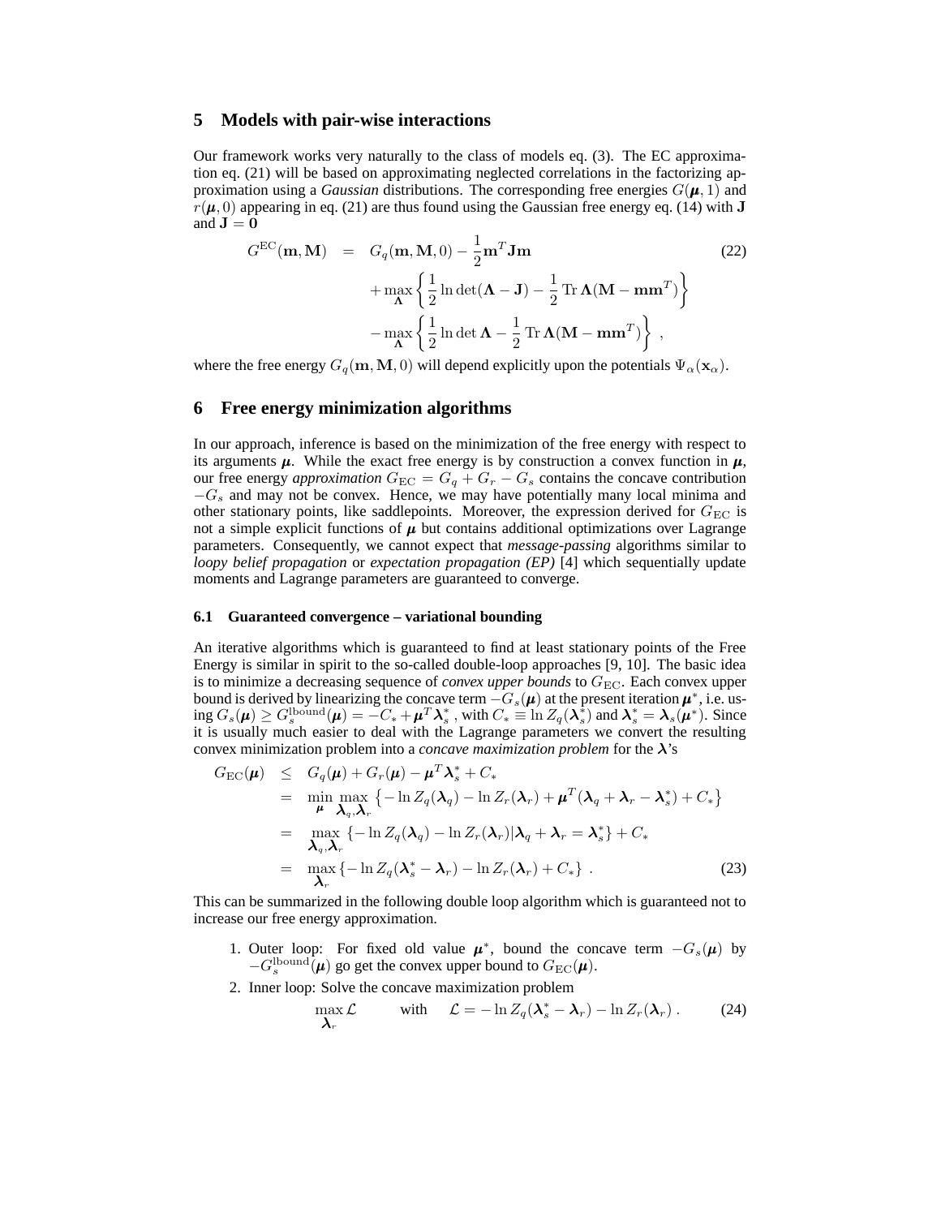## 5 Models with pair-wise interactions

Our framework works very naturally to the class of models eq. (3). The EC approximation eq. (21) will be based on approximating neglected correlations in the factorizing approximation using a *Gaussian* distributions. The corresponding free energies $G(\boldsymbol{\mu}, 1)$ and $r(\boldsymbol{\mu}, 0)$ appearing in eq. (21) are thus found using the Gaussian free energy eq. (14) with $\mathbf{J}$ and $\mathbf{J} = \mathbf{0}$

$$
\begin{aligned}
G^{\mathrm{EC}}(\mathbf{m}, \mathbf{M}) &= G_q(\mathbf{m}, \mathbf{M}, 0) - \frac{1}{2}\mathbf{m}^T \mathbf{J} \mathbf{m} \qquad (22) \\
&\quad + \max_{\boldsymbol{\Lambda}} \left\{ \frac{1}{2} \ln \det(\boldsymbol{\Lambda} - \mathbf{J}) - \frac{1}{2} \operatorname{Tr} \boldsymbol{\Lambda}(\mathbf{M} - \mathbf{m}\mathbf{m}^T) \right\} \\
&\quad - \max_{\boldsymbol{\Lambda}} \left\{ \frac{1}{2} \ln \det \boldsymbol{\Lambda} - \frac{1}{2} \operatorname{Tr} \boldsymbol{\Lambda}(\mathbf{M} - \mathbf{m}\mathbf{m}^T) \right\} \ ,
\end{aligned}
$$

where the free energy $G_q(\mathbf{m}, \mathbf{M}, 0)$ will depend explicitly upon the potentials $\Psi_\alpha(\mathbf{x}_\alpha)$.

## 6 Free energy minimization algorithms

In our approach, inference is based on the minimization of the free energy with respect to its arguments $\boldsymbol{\mu}$. While the exact free energy is by construction a convex function in $\boldsymbol{\mu}$, our free energy *approximation* $G_{\mathrm{EC}} = G_q + G_r - G_s$ contains the concave contribution $-G_s$ and may not be convex. Hence, we may have potentially many local minima and other stationary points, like saddlepoints. Moreover, the expression derived for $G_{\mathrm{EC}}$ is not a simple explicit functions of $\boldsymbol{\mu}$ but contains additional optimizations over Lagrange parameters. Consequently, we cannot expect that *message-passing* algorithms similar to *loopy belief propagation* or *expectation propagation (EP)* [4] which sequentially update moments and Lagrange parameters are guaranteed to converge.

### 6.1 Guaranteed convergence – variational bounding

An iterative algorithms which is guaranteed to find at least stationary points of the Free Energy is similar in spirit to the so-called double-loop approaches [9, 10]. The basic idea is to minimize a decreasing sequence of *convex upper bounds* to $G_{\mathrm{EC}}$. Each convex upper bound is derived by linearizing the concave term $-G_s(\boldsymbol{\mu})$ at the present iteration $\boldsymbol{\mu}^*$, i.e. using $G_s(\boldsymbol{\mu}) \geq G_s^{\mathrm{lbound}}(\boldsymbol{\mu}) = -C_* + \boldsymbol{\mu}^T \boldsymbol{\lambda}_s^*$ , with $C_* \equiv \ln Z_q(\boldsymbol{\lambda}_s^*)$ and $\boldsymbol{\lambda}_s^* = \boldsymbol{\lambda}_s(\boldsymbol{\mu}^*)$. Since it is usually much easier to deal with the Lagrange parameters we convert the resulting convex minimization problem into a *concave maximization problem* for the $\boldsymbol{\lambda}$'s

$$
\begin{aligned}
G_{\mathrm{EC}}(\boldsymbol{\mu}) &\leq G_q(\boldsymbol{\mu}) + G_r(\boldsymbol{\mu}) - \boldsymbol{\mu}^T \boldsymbol{\lambda}_s^* + C_* \\
&= \min_{\boldsymbol{\mu}} \max_{\boldsymbol{\lambda}_q, \boldsymbol{\lambda}_r} \left\{ -\ln Z_q(\boldsymbol{\lambda}_q) - \ln Z_r(\boldsymbol{\lambda}_r) + \boldsymbol{\mu}^T(\boldsymbol{\lambda}_q + \boldsymbol{\lambda}_r - \boldsymbol{\lambda}_s^*) + C_* \right\} \\
&= \max_{\boldsymbol{\lambda}_q, \boldsymbol{\lambda}_r} \{ -\ln Z_q(\boldsymbol{\lambda}_q) - \ln Z_r(\boldsymbol{\lambda}_r) | \boldsymbol{\lambda}_q + \boldsymbol{\lambda}_r = \boldsymbol{\lambda}_s^* \} + C_* \\
&= \max_{\boldsymbol{\lambda}_r} \{ -\ln Z_q(\boldsymbol{\lambda}_s^* - \boldsymbol{\lambda}_r) - \ln Z_r(\boldsymbol{\lambda}_r) + C_* \} \ . \qquad (23)
\end{aligned}
$$

This can be summarized in the following double loop algorithm which is guaranteed not to increase our free energy approximation.

1. Outer loop: For fixed old value $\boldsymbol{\mu}^*$, bound the concave term $-G_s(\boldsymbol{\mu})$ by $-G_s^{\mathrm{lbound}}(\boldsymbol{\mu})$ go get the convex upper bound to $G_{\mathrm{EC}}(\boldsymbol{\mu})$.
2. Inner loop: Solve the concave maximization problem

$$
\max_{\boldsymbol{\lambda}_r} \mathcal{L} \qquad \text{with} \qquad \mathcal{L} = -\ln Z_q(\boldsymbol{\lambda}_s^* - \boldsymbol{\lambda}_r) - \ln Z_r(\boldsymbol{\lambda}_r) \ . \qquad (24)
$$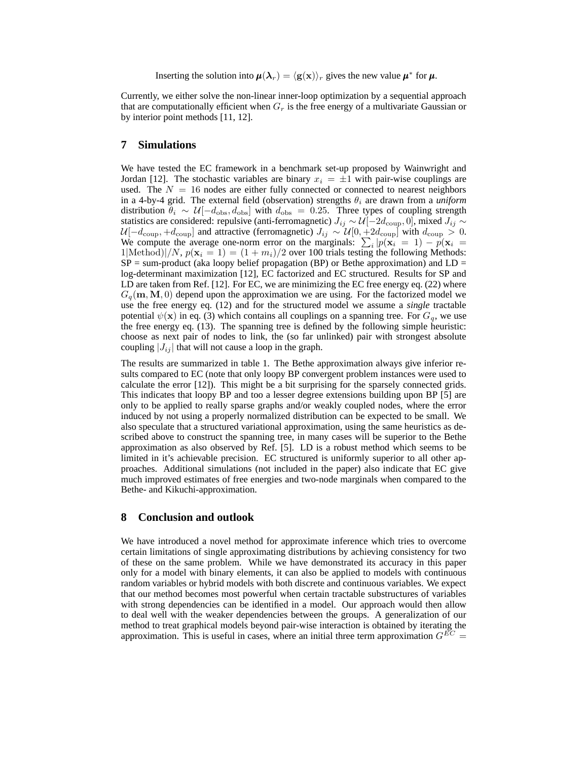Inserting the solution into $\boldsymbol{\mu}(\boldsymbol{\lambda}_r) = \langle \mathbf{g}(\mathbf{x}) \rangle_r$ gives the new value $\boldsymbol{\mu}^*$ for $\boldsymbol{\mu}$.

Currently, we either solve the non-linear inner-loop optimization by a sequential approach that are computationally efficient when $G_r$ is the free energy of a multivariate Gaussian or by interior point methods [11, 12].

## 7 Simulations

We have tested the EC framework in a benchmark set-up proposed by Wainwright and Jordan [12]. The stochastic variables are binary $x_i = \pm 1$ with pair-wise couplings are used. The $N = 16$ nodes are either fully connected or connected to nearest neighbors in a 4-by-4 grid. The external field (observation) strengths $\theta_i$ are drawn from a *uniform* distribution $\theta_i \sim \mathcal{U}[-d_{\rm obs}, d_{\rm obs}]$ with $d_{\rm obs} = 0.25$. Three types of coupling strength statistics are considered: repulsive (anti-ferromagnetic) $J_{ij} \sim \mathcal{U}[-2d_{\rm coup}, 0]$, mixed $J_{ij} \sim \mathcal{U}[-d_{\rm coup}, +d_{\rm coup}]$ and attractive (ferromagnetic) $J_{ij} \sim \mathcal{U}[0, +2d_{\rm coup}]$ with $d_{\rm coup} > 0$. We compute the average one-norm error on the marginals: $\sum_i |p(\mathbf{x}_i = 1) - p(\mathbf{x}_i = 1|\text{Method})|/N$, $p(\mathbf{x}_i = 1) = (1 + m_i)/2$ over 100 trials testing the following Methods: SP = sum-product (aka loopy belief propagation (BP) or Bethe approximation) and LD = log-determinant maximization [12], EC factorized and EC structured. Results for SP and LD are taken from Ref. [12]. For EC, we are minimizing the EC free energy eq. (22) where $G_q(\mathbf{m}, \mathbf{M}, 0)$ depend upon the approximation we are using. For the factorized model we use the free energy eq. (12) and for the structured model we assume a *single* tractable potential $\psi(\mathbf{x})$ in eq. (3) which contains all couplings on a spanning tree. For $G_q$, we use the free energy eq. (13). The spanning tree is defined by the following simple heuristic: choose as next pair of nodes to link, the (so far unlinked) pair with strongest absolute coupling $|J_{ij}|$ that will not cause a loop in the graph.

The results are summarized in table 1. The Bethe approximation always give inferior results compared to EC (note that only loopy BP convergent problem instances were used to calculate the error [12]). This might be a bit surprising for the sparsely connected grids. This indicates that loopy BP and too a lesser degree extensions building upon BP [5] are only to be applied to really sparse graphs and/or weakly coupled nodes, where the error induced by not using a properly normalized distribution can be expected to be small. We also speculate that a structured variational approximation, using the same heuristics as described above to construct the spanning tree, in many cases will be superior to the Bethe approximation as also observed by Ref. [5]. LD is a robust method which seems to be limited in it's achievable precision. EC structured is uniformly superior to all other approaches. Additional simulations (not included in the paper) also indicate that EC give much improved estimates of free energies and two-node marginals when compared to the Bethe- and Kikuchi-approximation.

## 8 Conclusion and outlook

We have introduced a novel method for approximate inference which tries to overcome certain limitations of single approximating distributions by achieving consistency for two of these on the same problem. While we have demonstrated its accuracy in this paper only for a model with binary elements, it can also be applied to models with continuous random variables or hybrid models with both discrete and continuous variables. We expect that our method becomes most powerful when certain tractable substructures of variables with strong dependencies can be identified in a model. Our approach would then allow to deal well with the weaker dependencies between the groups. A generalization of our method to treat graphical models beyond pair-wise interaction is obtained by iterating the approximation. This is useful in cases, where an initial three term approximation $G^{EC} =$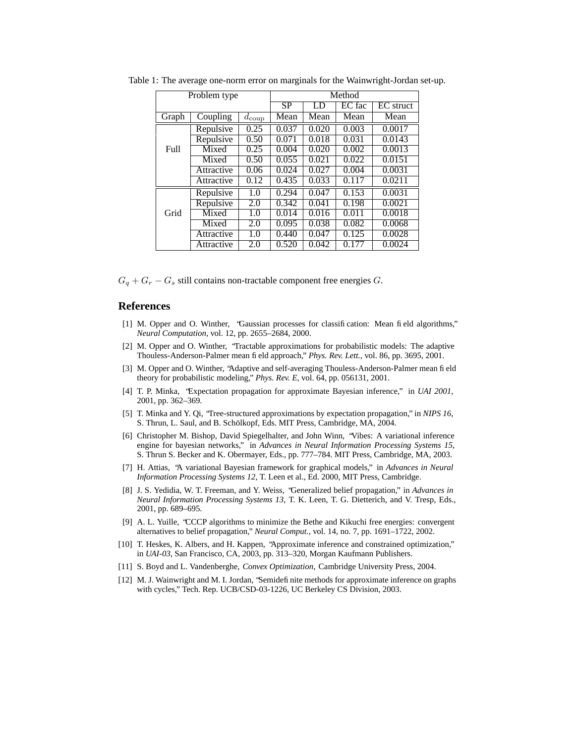Table 1: The average one-norm error on marginals for the Wainwright-Jordan set-up.

| Problem type | | | Method | | | |
|---|---|---|---|---|---|---|
| | | | SP | LD | EC fac | EC struct |
| Graph | Coupling | $d_{\text{coup}}$ | Mean | Mean | Mean | Mean |
| Full | Repulsive | 0.25 | 0.037 | 0.020 | 0.003 | 0.0017 |
| | Repulsive | 0.50 | 0.071 | 0.018 | 0.031 | 0.0143 |
| | Mixed | 0.25 | 0.004 | 0.020 | 0.002 | 0.0013 |
| | Mixed | 0.50 | 0.055 | 0.021 | 0.022 | 0.0151 |
| | Attractive | 0.06 | 0.024 | 0.027 | 0.004 | 0.0031 |
| | Attractive | 0.12 | 0.435 | 0.033 | 0.117 | 0.0211 |
| Grid | Repulsive | 1.0 | 0.294 | 0.047 | 0.153 | 0.0031 |
| | Repulsive | 2.0 | 0.342 | 0.041 | 0.198 | 0.0021 |
| | Mixed | 1.0 | 0.014 | 0.016 | 0.011 | 0.0018 |
| | Mixed | 2.0 | 0.095 | 0.038 | 0.082 | 0.0068 |
| | Attractive | 1.0 | 0.440 | 0.047 | 0.125 | 0.0028 |
| | Attractive | 2.0 | 0.520 | 0.042 | 0.177 | 0.0024 |

$G_q + G_r - G_s$ still contains non-tractable component free energies $G$.

## References

[1] M. Opper and O. Winther, "Gaussian processes for classification: Mean field algorithms," *Neural Computation*, vol. 12, pp. 2655–2684, 2000.

[2] M. Opper and O. Winther, "Tractable approximations for probabilistic models: The adaptive Thouless-Anderson-Palmer mean field approach," *Phys. Rev. Lett.*, vol. 86, pp. 3695, 2001.

[3] M. Opper and O. Winther, "Adaptive and self-averaging Thouless-Anderson-Palmer mean field theory for probabilistic modeling," *Phys. Rev. E*, vol. 64, pp. 056131, 2001.

[4] T. P. Minka, "Expectation propagation for approximate Bayesian inference," in *UAI 2001*, 2001, pp. 362–369.

[5] T. Minka and Y. Qi, "Tree-structured approximations by expectation propagation," in *NIPS 16*, S. Thrun, L. Saul, and B. Schölkopf, Eds. MIT Press, Cambridge, MA, 2004.

[6] Christopher M. Bishop, David Spiegelhalter, and John Winn, "Vibes: A variational inference engine for bayesian networks," in *Advances in Neural Information Processing Systems 15*, S. Thrun S. Becker and K. Obermayer, Eds., pp. 777–784. MIT Press, Cambridge, MA, 2003.

[7] H. Attias, "A variational Bayesian framework for graphical models," in *Advances in Neural Information Processing Systems 12*, T. Leen et al., Ed. 2000, MIT Press, Cambridge.

[8] J. S. Yedidia, W. T. Freeman, and Y. Weiss, "Generalized belief propagation," in *Advances in Neural Information Processing Systems 13*, T. K. Leen, T. G. Dietterich, and V. Tresp, Eds., 2001, pp. 689–695.

[9] A. L. Yuille, "CCCP algorithms to minimize the Bethe and Kikuchi free energies: convergent alternatives to belief propagation," *Neural Comput.*, vol. 14, no. 7, pp. 1691–1722, 2002.

[10] T. Heskes, K. Albers, and H. Kappen, "Approximate inference and constrained optimization," in *UAI-03*, San Francisco, CA, 2003, pp. 313–320, Morgan Kaufmann Publishers.

[11] S. Boyd and L. Vandenberghe, *Convex Optimization*, Cambridge University Press, 2004.

[12] M. J. Wainwright and M. I. Jordan, "Semidefinite methods for approximate inference on graphs with cycles," Tech. Rep. UCB/CSD-03-1226, UC Berkeley CS Division, 2003.